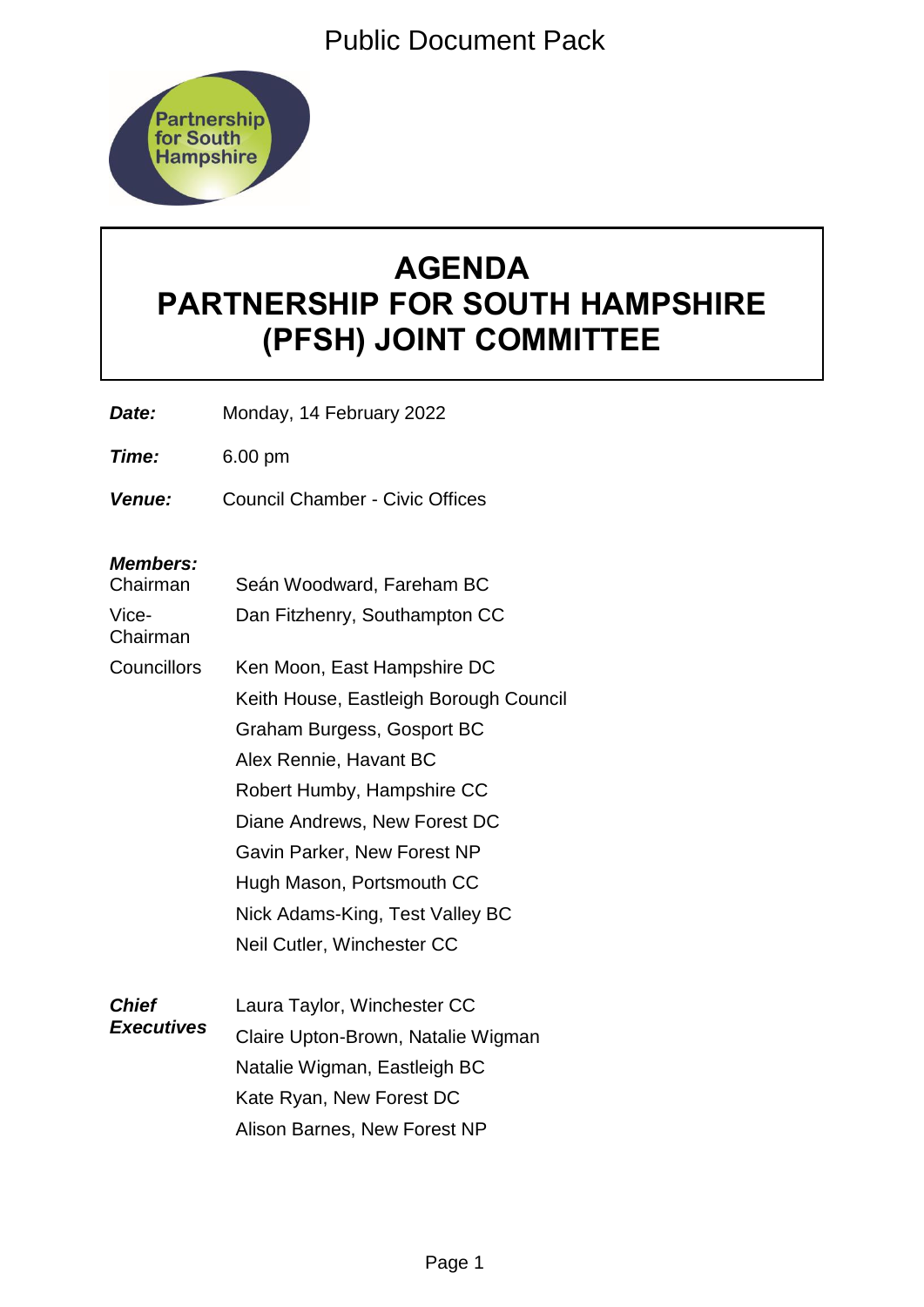Public Document Pack

Partnership for South Hampshire

# AGENDA
# PARTNERSHIP FOR SOUTH HAMPSHIRE (PFSH) JOINT COMMITTEE

***Date:*** Monday, 14 February 2022

***Time:*** 6.00 pm

***Venue:*** Council Chamber - Civic Offices

***Members:***

| | |
|---|---|
| Chairman | Seán Woodward, Fareham BC |
| Vice-Chairman | Dan Fitzhenry, Southampton CC |
| Councillors | Ken Moon, East Hampshire DC |
| | Keith House, Eastleigh Borough Council |
| | Graham Burgess, Gosport BC |
| | Alex Rennie, Havant BC |
| | Robert Humby, Hampshire CC |
| | Diane Andrews, New Forest DC |
| | Gavin Parker, New Forest NP |
| | Hugh Mason, Portsmouth CC |
| | Nick Adams-King, Test Valley BC |
| | Neil Cutler, Winchester CC |
| ***Chief Executives*** | Laura Taylor, Winchester CC |
| | Claire Upton-Brown, Natalie Wigman |
| | Natalie Wigman, Eastleigh BC |
| | Kate Ryan, New Forest DC |
| | Alison Barnes, New Forest NP |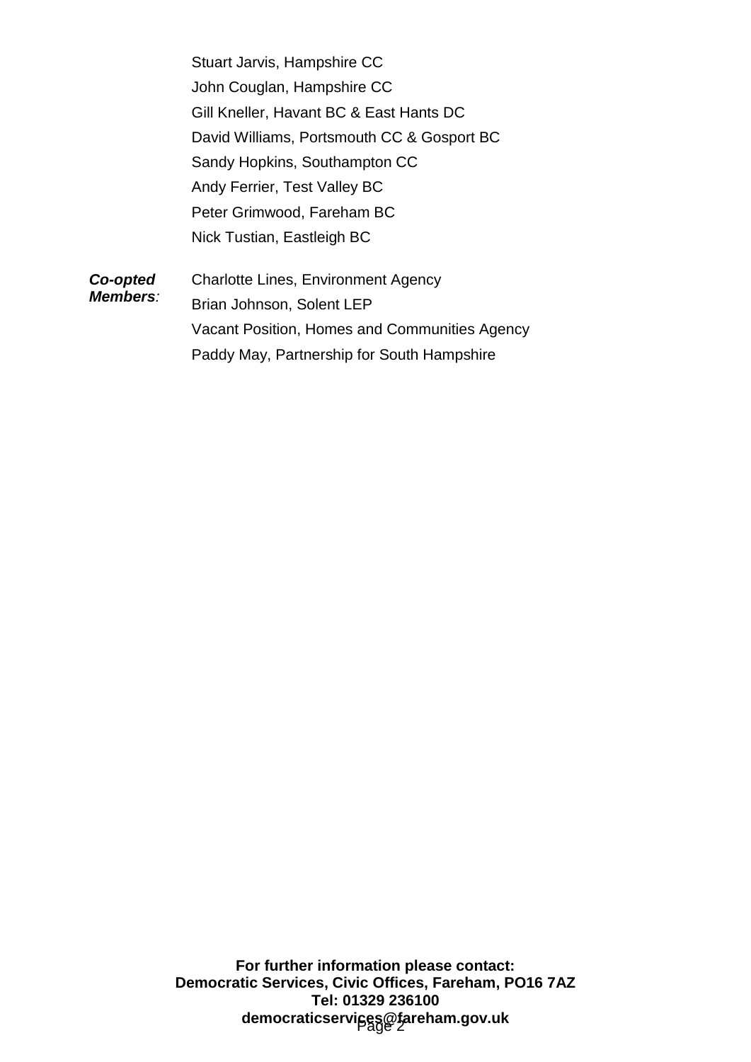Stuart Jarvis, Hampshire CC
John Couglan, Hampshire CC
Gill Kneller, Havant BC & East Hants DC
David Williams, Portsmouth CC & Gosport BC
Sandy Hopkins, Southampton CC
Andy Ferrier, Test Valley BC
Peter Grimwood, Fareham BC
Nick Tustian, Eastleigh BC

***Co-opted Members:***

Charlotte Lines, Environment Agency
Brian Johnson, Solent LEP
Vacant Position, Homes and Communities Agency
Paddy May, Partnership for South Hampshire

**For further information please contact:**
**Democratic Services, Civic Offices, Fareham, PO16 7AZ**
**Tel: 01329 236100**
**democraticservices@fareham.gov.uk**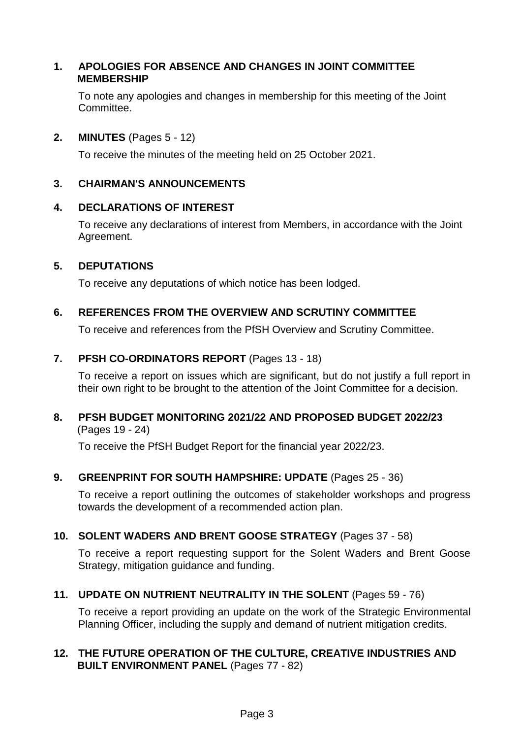**1. APOLOGIES FOR ABSENCE AND CHANGES IN JOINT COMMITTEE MEMBERSHIP**

To note any apologies and changes in membership for this meeting of the Joint Committee.

**2. MINUTES** (Pages 5 - 12)

To receive the minutes of the meeting held on 25 October 2021.

**3. CHAIRMAN'S ANNOUNCEMENTS**

**4. DECLARATIONS OF INTEREST**

To receive any declarations of interest from Members, in accordance with the Joint Agreement.

**5. DEPUTATIONS**

To receive any deputations of which notice has been lodged.

**6. REFERENCES FROM THE OVERVIEW AND SCRUTINY COMMITTEE**

To receive and references from the PfSH Overview and Scrutiny Committee.

**7. PFSH CO-ORDINATORS REPORT** (Pages 13 - 18)

To receive a report on issues which are significant, but do not justify a full report in their own right to be brought to the attention of the Joint Committee for a decision.

**8. PFSH BUDGET MONITORING 2021/22 AND PROPOSED BUDGET 2022/23** (Pages 19 - 24)

To receive the PfSH Budget Report for the financial year 2022/23.

**9. GREENPRINT FOR SOUTH HAMPSHIRE: UPDATE** (Pages 25 - 36)

To receive a report outlining the outcomes of stakeholder workshops and progress towards the development of a recommended action plan.

**10. SOLENT WADERS AND BRENT GOOSE STRATEGY** (Pages 37 - 58)

To receive a report requesting support for the Solent Waders and Brent Goose Strategy, mitigation guidance and funding.

**11. UPDATE ON NUTRIENT NEUTRALITY IN THE SOLENT** (Pages 59 - 76)

To receive a report providing an update on the work of the Strategic Environmental Planning Officer, including the supply and demand of nutrient mitigation credits.

**12. THE FUTURE OPERATION OF THE CULTURE, CREATIVE INDUSTRIES AND BUILT ENVIRONMENT PANEL** (Pages 77 - 82)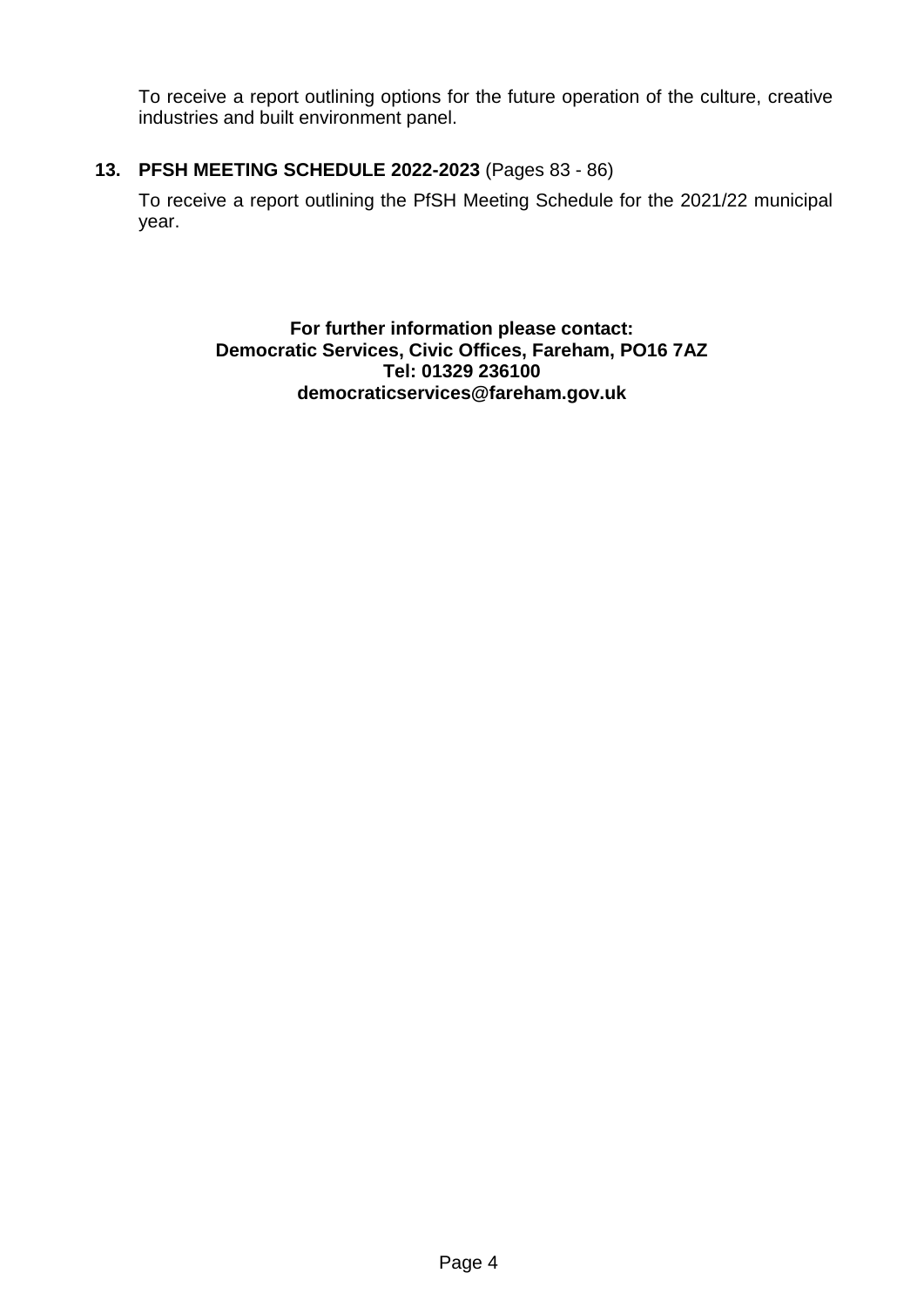To receive a report outlining options for the future operation of the culture, creative industries and built environment panel.

**13. PFSH MEETING SCHEDULE 2022-2023** (Pages 83 - 86)

To receive a report outlining the PfSH Meeting Schedule for the 2021/22 municipal year.

**For further information please contact:**
**Democratic Services, Civic Offices, Fareham, PO16 7AZ**
**Tel: 01329 236100**
**democraticservices@fareham.gov.uk**